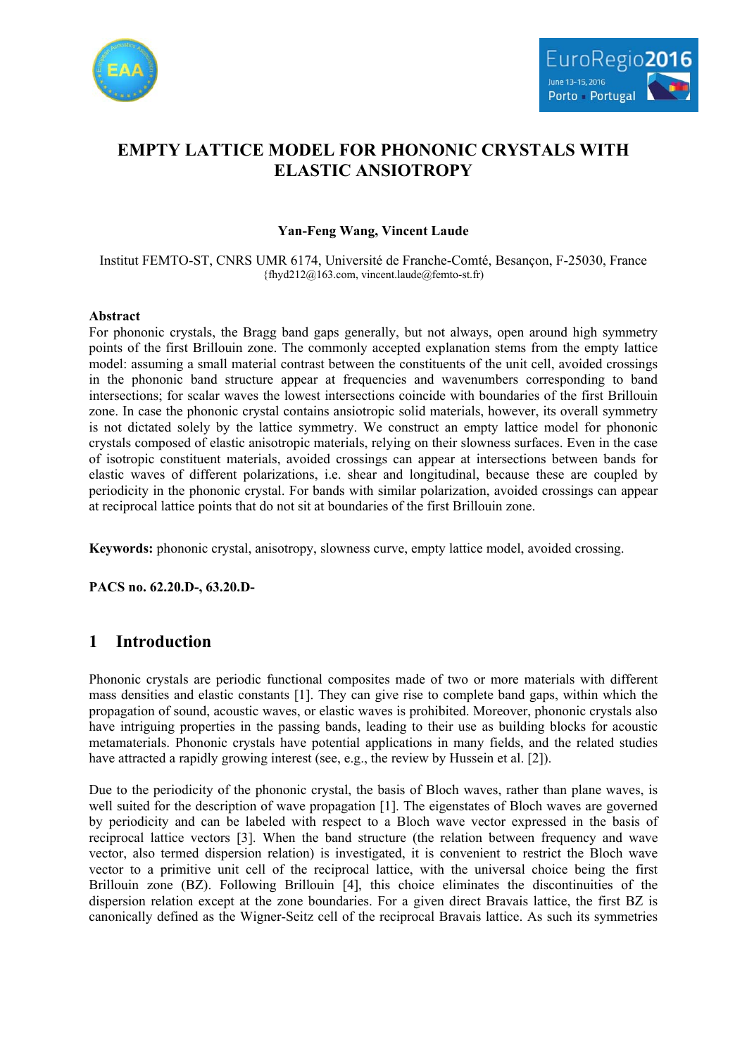# EMPTY LATTICE MODEL FOR PHONONIC CRYSTALS WITH ELASTIC ANSIOTROPY

**Yan-Feng Wang, Vincent Laude**

Institut FEMTO-ST, CNRS UMR 6174, Université de Franche-Comté, Besançon, F-25030, France
{fhyd212@163.com, vincent.laude@femto-st.fr}

**Abstract**

For phononic crystals, the Bragg band gaps generally, but not always, open around high symmetry points of the first Brillouin zone. The commonly accepted explanation stems from the empty lattice model: assuming a small material contrast between the constituents of the unit cell, avoided crossings in the phononic band structure appear at frequencies and wavenumbers corresponding to band intersections; for scalar waves the lowest intersections coincide with boundaries of the first Brillouin zone. In case the phononic crystal contains ansiotropic solid materials, however, its overall symmetry is not dictated solely by the lattice symmetry. We construct an empty lattice model for phononic crystals composed of elastic anisotropic materials, relying on their slowness surfaces. Even in the case of isotropic constituent materials, avoided crossings can appear at intersections between bands for elastic waves of different polarizations, i.e. shear and longitudinal, because these are coupled by periodicity in the phononic crystal. For bands with similar polarization, avoided crossings can appear at reciprocal lattice points that do not sit at boundaries of the first Brillouin zone.

**Keywords:** phononic crystal, anisotropy, slowness curve, empty lattice model, avoided crossing.

**PACS no. 62.20.D-, 63.20.D-**

## 1 Introduction

Phononic crystals are periodic functional composites made of two or more materials with different mass densities and elastic constants [1]. They can give rise to complete band gaps, within which the propagation of sound, acoustic waves, or elastic waves is prohibited. Moreover, phononic crystals also have intriguing properties in the passing bands, leading to their use as building blocks for acoustic metamaterials. Phononic crystals have potential applications in many fields, and the related studies have attracted a rapidly growing interest (see, e.g., the review by Hussein et al. [2]).

Due to the periodicity of the phononic crystal, the basis of Bloch waves, rather than plane waves, is well suited for the description of wave propagation [1]. The eigenstates of Bloch waves are governed by periodicity and can be labeled with respect to a Bloch wave vector expressed in the basis of reciprocal lattice vectors [3]. When the band structure (the relation between frequency and wave vector, also termed dispersion relation) is investigated, it is convenient to restrict the Bloch wave vector to a primitive unit cell of the reciprocal lattice, with the universal choice being the first Brillouin zone (BZ). Following Brillouin [4], this choice eliminates the discontinuities of the dispersion relation except at the zone boundaries. For a given direct Bravais lattice, the first BZ is canonically defined as the Wigner-Seitz cell of the reciprocal Bravais lattice. As such its symmetries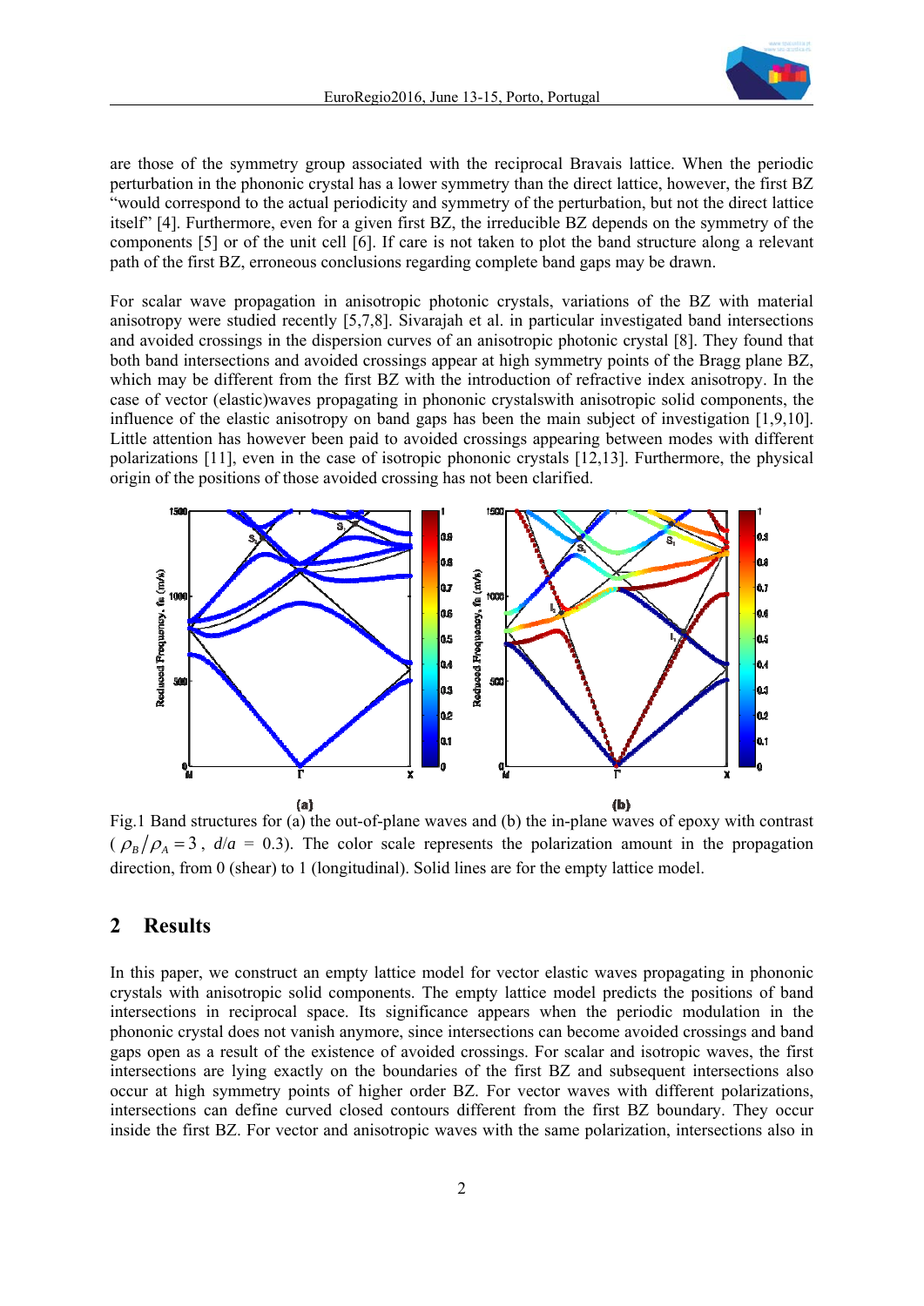are those of the symmetry group associated with the reciprocal Bravais lattice. When the periodic perturbation in the phononic crystal has a lower symmetry than the direct lattice, however, the first BZ "would correspond to the actual periodicity and symmetry of the perturbation, but not the direct lattice itself" [4]. Furthermore, even for a given first BZ, the irreducible BZ depends on the symmetry of the components [5] or of the unit cell [6]. If care is not taken to plot the band structure along a relevant path of the first BZ, erroneous conclusions regarding complete band gaps may be drawn.

For scalar wave propagation in anisotropic photonic crystals, variations of the BZ with material anisotropy were studied recently [5,7,8]. Sivarajah et al. in particular investigated band intersections and avoided crossings in the dispersion curves of an anisotropic photonic crystal [8]. They found that both band intersections and avoided crossings appear at high symmetry points of the Bragg plane BZ, which may be different from the first BZ with the introduction of refractive index anisotropy. In the case of vector (elastic)waves propagating in phononic crystalswith anisotropic solid components, the influence of the elastic anisotropy on band gaps has been the main subject of investigation [1,9,10]. Little attention has however been paid to avoided crossings appearing between modes with different polarizations [11], even in the case of isotropic phononic crystals [12,13]. Furthermore, the physical origin of the positions of those avoided crossing has not been clarified.

Fig.1 Band structures for (a) the out-of-plane waves and (b) the in-plane waves of epoxy with contrast ($\rho_B/\rho_A = 3$, $d/a$ = 0.3). The color scale represents the polarization amount in the propagation direction, from 0 (shear) to 1 (longitudinal). Solid lines are for the empty lattice model.

## 2 Results

In this paper, we construct an empty lattice model for vector elastic waves propagating in phononic crystals with anisotropic solid components. The empty lattice model predicts the positions of band intersections in reciprocal space. Its significance appears when the periodic modulation in the phononic crystal does not vanish anymore, since intersections can become avoided crossings and band gaps open as a result of the existence of avoided crossings. For scalar and isotropic waves, the first intersections are lying exactly on the boundaries of the first BZ and subsequent intersections also occur at high symmetry points of higher order BZ. For vector waves with different polarizations, intersections can define curved closed contours different from the first BZ boundary. They occur inside the first BZ. For vector and anisotropic waves with the same polarization, intersections also in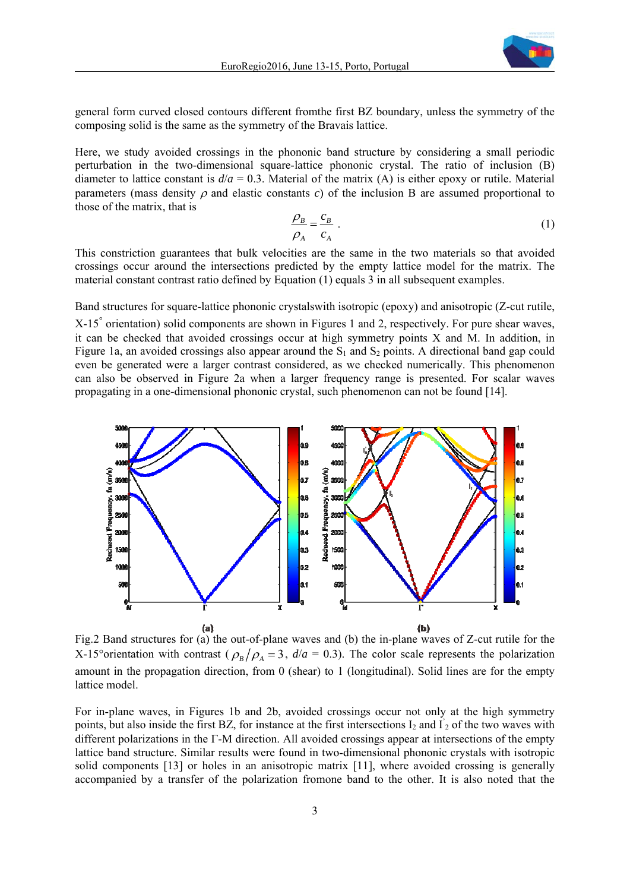general form curved closed contours different fromthe first BZ boundary, unless the symmetry of the composing solid is the same as the symmetry of the Bravais lattice.

Here, we study avoided crossings in the phononic band structure by considering a small periodic perturbation in the two-dimensional square-lattice phononic crystal. The ratio of inclusion (B) diameter to lattice constant is $d/a = 0.3$. Material of the matrix (A) is either epoxy or rutile. Material parameters (mass density $\rho$ and elastic constants $c$) of the inclusion B are assumed proportional to those of the matrix, that is

$$\frac{\rho_B}{\rho_A} = \frac{c_B}{c_A} . \tag{1}$$

This constriction guarantees that bulk velocities are the same in the two materials so that avoided crossings occur around the intersections predicted by the empty lattice model for the matrix. The material constant contrast ratio defined by Equation (1) equals 3 in all subsequent examples.

Band structures for square-lattice phononic crystalswith isotropic (epoxy) and anisotropic (Z-cut rutile, X-15° orientation) solid components are shown in Figures 1 and 2, respectively. For pure shear waves, it can be checked that avoided crossings occur at high symmetry points X and M. In addition, in Figure 1a, an avoided crossings also appear around the $S_1$ and $S_2$ points. A directional band gap could even be generated were a larger contrast considered, as we checked numerically. This phenomenon can also be observed in Figure 2a when a larger frequency range is presented. For scalar waves propagating in a one-dimensional phononic crystal, such phenomenon can not be found [14].

Fig.2 Band structures for (a) the out-of-plane waves and (b) the in-plane waves of Z-cut rutile for the X-15°orientation with contrast ( $\rho_B/\rho_A = 3$, $d/a = 0.3$). The color scale represents the polarization amount in the propagation direction, from 0 (shear) to 1 (longitudinal). Solid lines are for the empty lattice model.

For in-plane waves, in Figures 1b and 2b, avoided crossings occur not only at the high symmetry points, but also inside the first BZ, for instance at the first intersections $I_2$ and $I'_2$ of the two waves with different polarizations in the Γ-M direction. All avoided crossings appear at intersections of the empty lattice band structure. Similar results were found in two-dimensional phononic crystals with isotropic solid components [13] or holes in an anisotropic matrix [11], where avoided crossing is generally accompanied by a transfer of the polarization fromone band to the other. It is also noted that the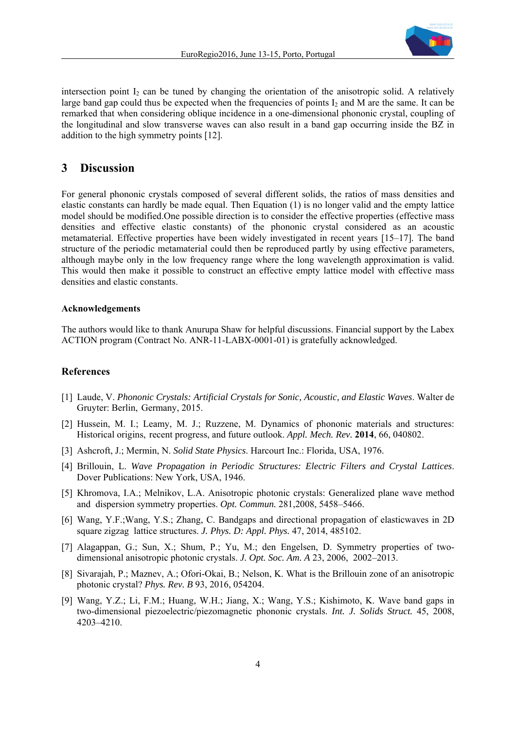intersection point $I_2$ can be tuned by changing the orientation of the anisotropic solid. A relatively large band gap could thus be expected when the frequencies of points $I_2$ and M are the same. It can be remarked that when considering oblique incidence in a one-dimensional phononic crystal, coupling of the longitudinal and slow transverse waves can also result in a band gap occurring inside the BZ in addition to the high symmetry points [12].

## 3 Discussion

For general phononic crystals composed of several different solids, the ratios of mass densities and elastic constants can hardly be made equal. Then Equation (1) is no longer valid and the empty lattice model should be modified.One possible direction is to consider the effective properties (effective mass densities and effective elastic constants) of the phononic crystal considered as an acoustic metamaterial. Effective properties have been widely investigated in recent years [15–17]. The band structure of the periodic metamaterial could then be reproduced partly by using effective parameters, although maybe only in the low frequency range where the long wavelength approximation is valid. This would then make it possible to construct an effective empty lattice model with effective mass densities and elastic constants.

### Acknowledgements

The authors would like to thank Anurupa Shaw for helpful discussions. Financial support by the Labex ACTION program (Contract No. ANR-11-LABX-0001-01) is gratefully acknowledged.

## References

[1] Laude, V. *Phononic Crystals: Artificial Crystals for Sonic, Acoustic, and Elastic Waves*. Walter de Gruyter: Berlin, Germany, 2015.

[2] Hussein, M. I.; Leamy, M. J.; Ruzzene, M. Dynamics of phononic materials and structures: Historical origins, recent progress, and future outlook. *Appl. Mech. Rev.* **2014**, 66, 040802.

[3] Ashcroft, J.; Mermin, N. *Solid State Physics*. Harcourt Inc.: Florida, USA, 1976.

[4] Brillouin, L. *Wave Propagation in Periodic Structures: Electric Filters and Crystal Lattices*. Dover Publications: New York, USA, 1946.

[5] Khromova, I.A.; Melnikov, L.A. Anisotropic photonic crystals: Generalized plane wave method and dispersion symmetry properties. *Opt. Commun.* 281,2008, 5458–5466.

[6] Wang, Y.F.;Wang, Y.S.; Zhang, C. Bandgaps and directional propagation of elasticwaves in 2D square zigzag lattice structures. *J. Phys. D: Appl. Phys.* 47, 2014, 485102.

[7] Alagappan, G.; Sun, X.; Shum, P.; Yu, M.; den Engelsen, D. Symmetry properties of two-dimensional anisotropic photonic crystals. *J. Opt. Soc. Am. A* 23, 2006, 2002–2013.

[8] Sivarajah, P.; Maznev, A.; Ofori-Okai, B.; Nelson, K. What is the Brillouin zone of an anisotropic photonic crystal? *Phys. Rev. B* 93, 2016, 054204.

[9] Wang, Y.Z.; Li, F.M.; Huang, W.H.; Jiang, X.; Wang, Y.S.; Kishimoto, K. Wave band gaps in two-dimensional piezoelectric/piezomagnetic phononic crystals. *Int. J. Solids Struct.* 45, 2008, 4203–4210.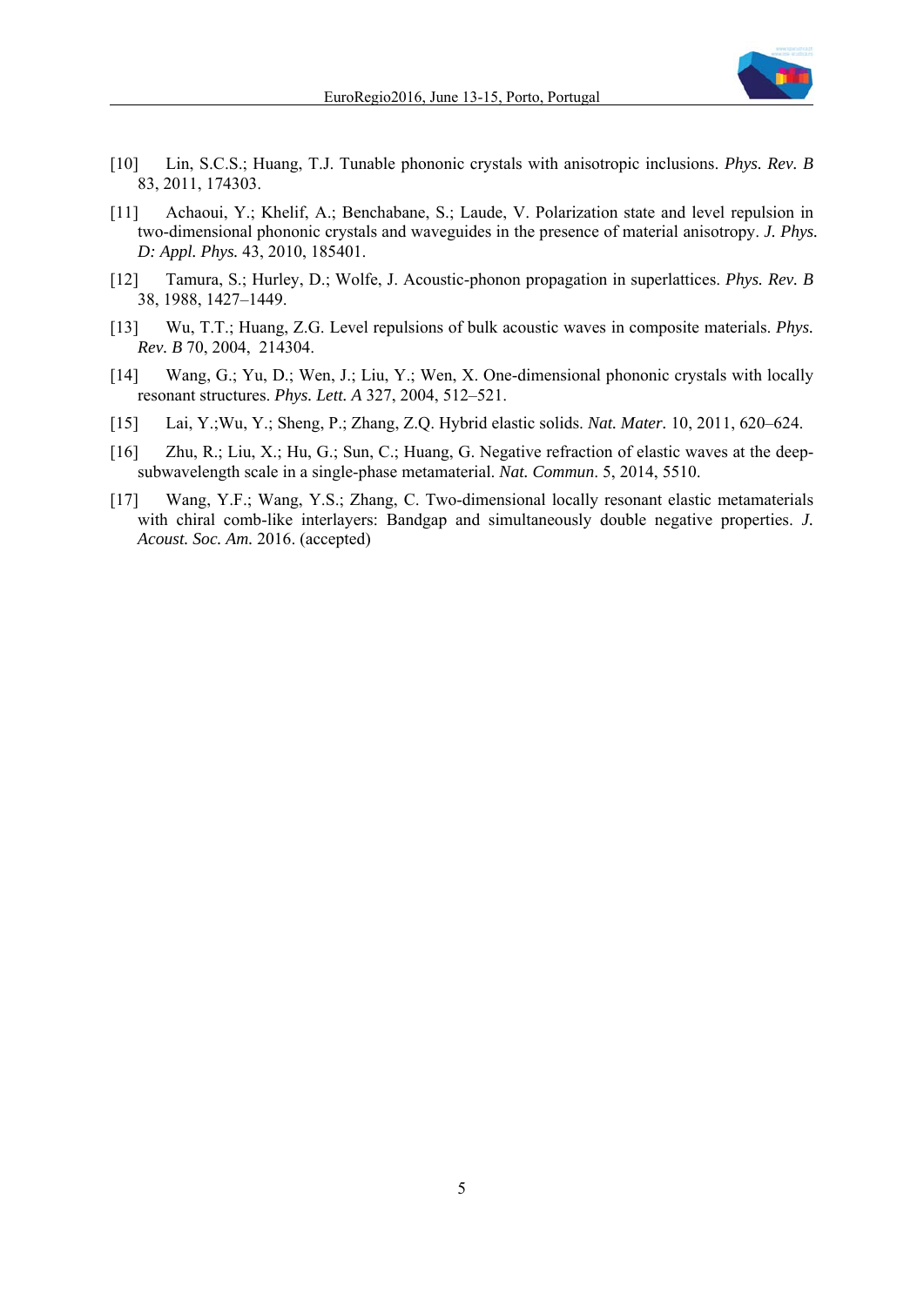[10] Lin, S.C.S.; Huang, T.J. Tunable phononic crystals with anisotropic inclusions. *Phys. Rev. B* 83, 2011, 174303.

[11] Achaoui, Y.; Khelif, A.; Benchabane, S.; Laude, V. Polarization state and level repulsion in two-dimensional phononic crystals and waveguides in the presence of material anisotropy. *J. Phys. D: Appl. Phys.* 43, 2010, 185401.

[12] Tamura, S.; Hurley, D.; Wolfe, J. Acoustic-phonon propagation in superlattices. *Phys. Rev. B* 38, 1988, 1427–1449.

[13] Wu, T.T.; Huang, Z.G. Level repulsions of bulk acoustic waves in composite materials. *Phys. Rev. B* 70, 2004, 214304.

[14] Wang, G.; Yu, D.; Wen, J.; Liu, Y.; Wen, X. One-dimensional phononic crystals with locally resonant structures. *Phys. Lett. A* 327, 2004, 512–521.

[15] Lai, Y.;Wu, Y.; Sheng, P.; Zhang, Z.Q. Hybrid elastic solids. *Nat. Mater.* 10, 2011, 620–624.

[16] Zhu, R.; Liu, X.; Hu, G.; Sun, C.; Huang, G. Negative refraction of elastic waves at the deep-subwavelength scale in a single-phase metamaterial. *Nat. Commun*. 5, 2014, 5510.

[17] Wang, Y.F.; Wang, Y.S.; Zhang, C. Two-dimensional locally resonant elastic metamaterials with chiral comb-like interlayers: Bandgap and simultaneously double negative properties. *J. Acoust. Soc. Am.* 2016. (accepted)